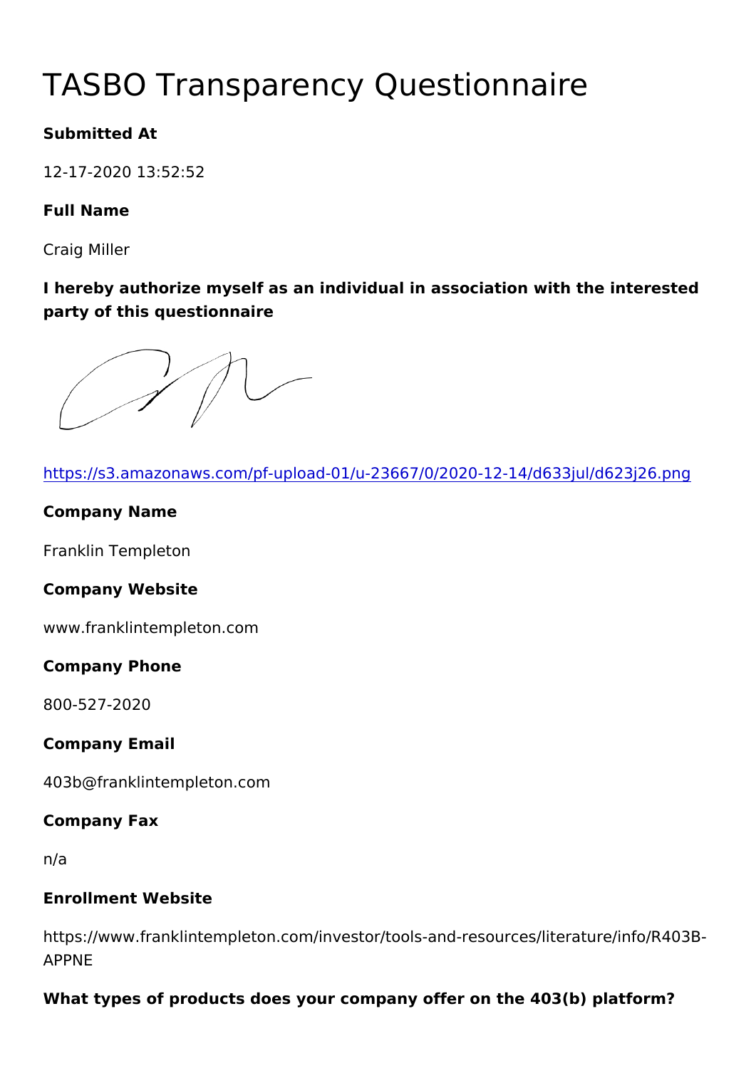# TASBO Transparency Questionnaire

**Submitted At**

12-17-2020 13:52:52

**Full Name**

Craig Miller

**I hereby authorize myself as an individual in association with the interested party of this questionnaire**

https://s3.amazonaws.com/pf-upload-01/u-23667/0/2020-12-14/d633jul/d623j26.png

**Company Name**

Franklin Templeton

**Company Website**

www.franklintempleton.com

**Company Phone**

800-527-2020

**Company Email**

403b@franklintempleton.com

**Company Fax**

n/a

**Enrollment Website**

https://www.franklintempleton.com/investor/tools-and-resources/literature/info/R403B-APPNE

**What types of products does your company offer on the 403(b) platform?**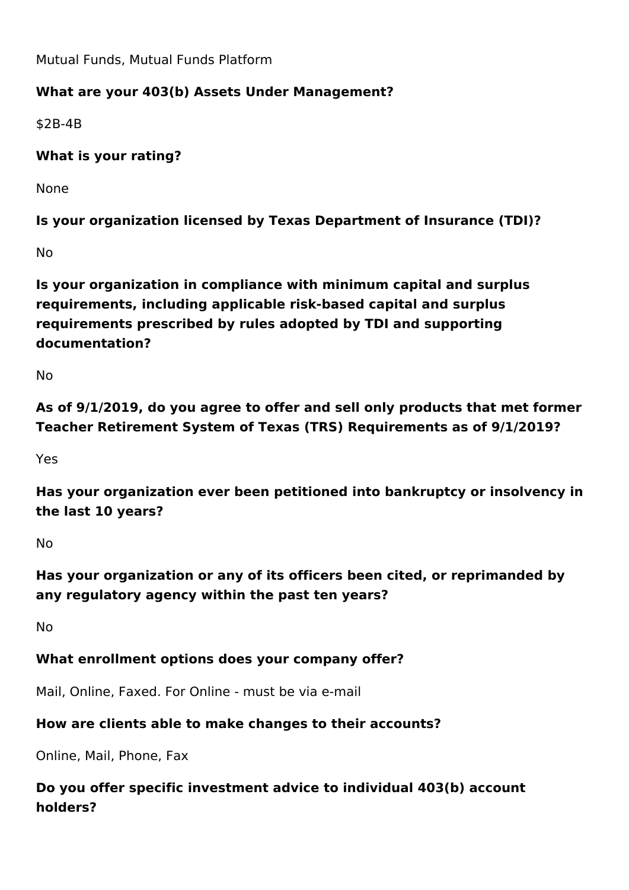Mutual Funds, Mutual Funds Platform

**What are your 403(b) Assets Under Management?**

$2B-4B

**What is your rating?**

None

**Is your organization licensed by Texas Department of Insurance (TDI)?**

No

**Is your organization in compliance with minimum capital and surplus requirements, including applicable risk-based capital and surplus requirements prescribed by rules adopted by TDI and supporting documentation?**

No

**As of 9/1/2019, do you agree to offer and sell only products that met former Teacher Retirement System of Texas (TRS) Requirements as of 9/1/2019?**

Yes

**Has your organization ever been petitioned into bankruptcy or insolvency in the last 10 years?**

No

**Has your organization or any of its officers been cited, or reprimanded by any regulatory agency within the past ten years?**

No

**What enrollment options does your company offer?**

Mail, Online, Faxed. For Online - must be via e-mail

**How are clients able to make changes to their accounts?**

Online, Mail, Phone, Fax

**Do you offer specific investment advice to individual 403(b) account holders?**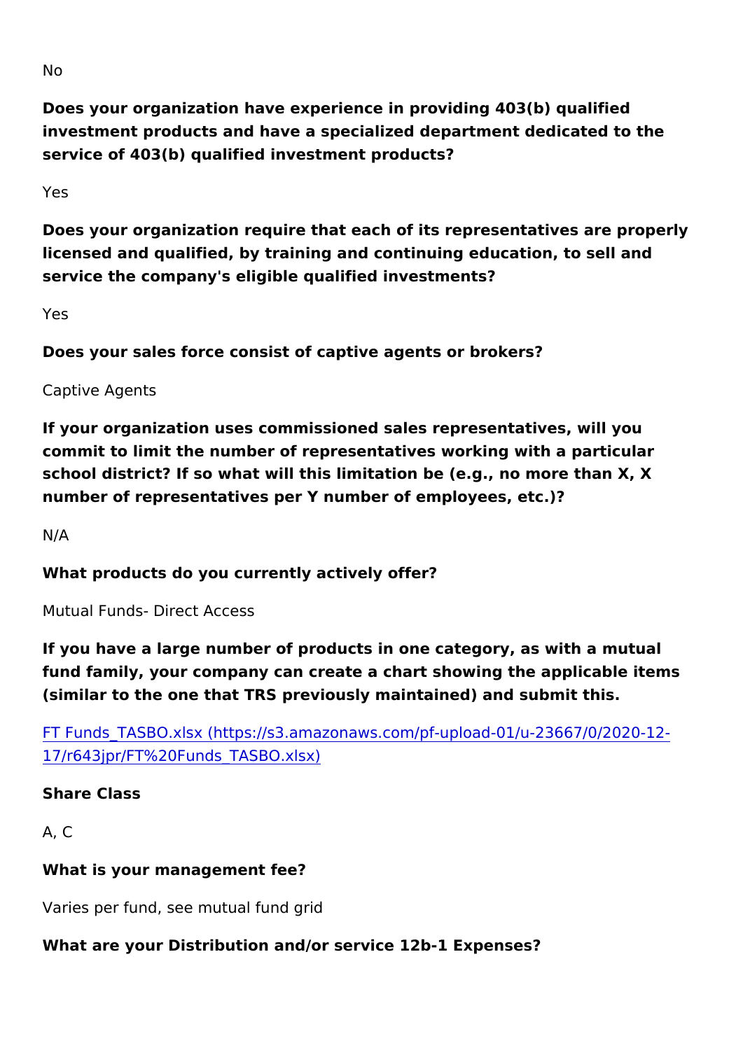No

**Does your organization have experience in providing 403(b) qualified investment products and have a specialized department dedicated to the service of 403(b) qualified investment products?**

Yes

**Does your organization require that each of its representatives are properly licensed and qualified, by training and continuing education, to sell and service the company's eligible qualified investments?**

Yes

**Does your sales force consist of captive agents or brokers?**

Captive Agents

**If your organization uses commissioned sales representatives, will you commit to limit the number of representatives working with a particular school district? If so what will this limitation be (e.g., no more than X, X number of representatives per Y number of employees, etc.)?**

N/A

**What products do you currently actively offer?**

Mutual Funds- Direct Access

**If you have a large number of products in one category, as with a mutual fund family, your company can create a chart showing the applicable items (similar to the one that TRS previously maintained) and submit this.**

[FT Funds_TASBO.xlsx (https://s3.amazonaws.com/pf-upload-01/u-23667/0/2020-12-17/r643jpr/FT%20Funds_TASBO.xlsx)](https://s3.amazonaws.com/pf-upload-01/u-23667/0/2020-12-17/r643jpr/FT%20Funds_TASBO.xlsx)

**Share Class**

A, C

**What is your management fee?**

Varies per fund, see mutual fund grid

**What are your Distribution and/or service 12b-1 Expenses?**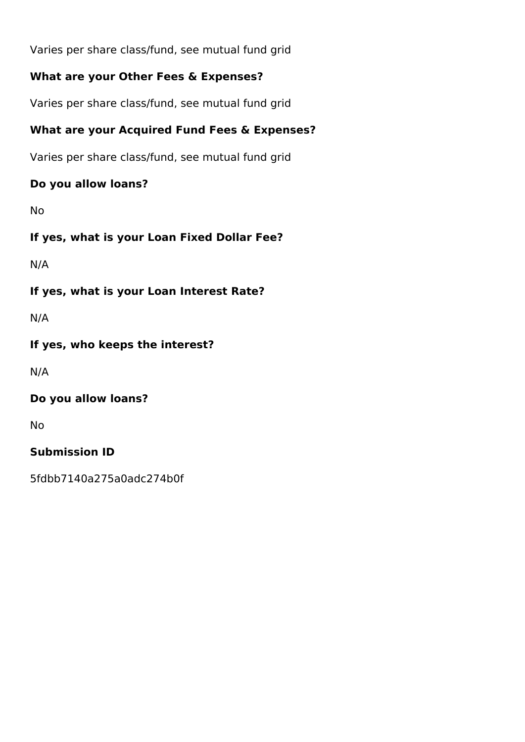Varies per share class/fund, see mutual fund grid

**What are your Other Fees & Expenses?**

Varies per share class/fund, see mutual fund grid

**What are your Acquired Fund Fees & Expenses?**

Varies per share class/fund, see mutual fund grid

**Do you allow loans?**

No

**If yes, what is your Loan Fixed Dollar Fee?**

N/A

**If yes, what is your Loan Interest Rate?**

N/A

**If yes, who keeps the interest?**

N/A

**Do you allow loans?**

No

**Submission ID**

5fdbb7140a275a0adc274b0f